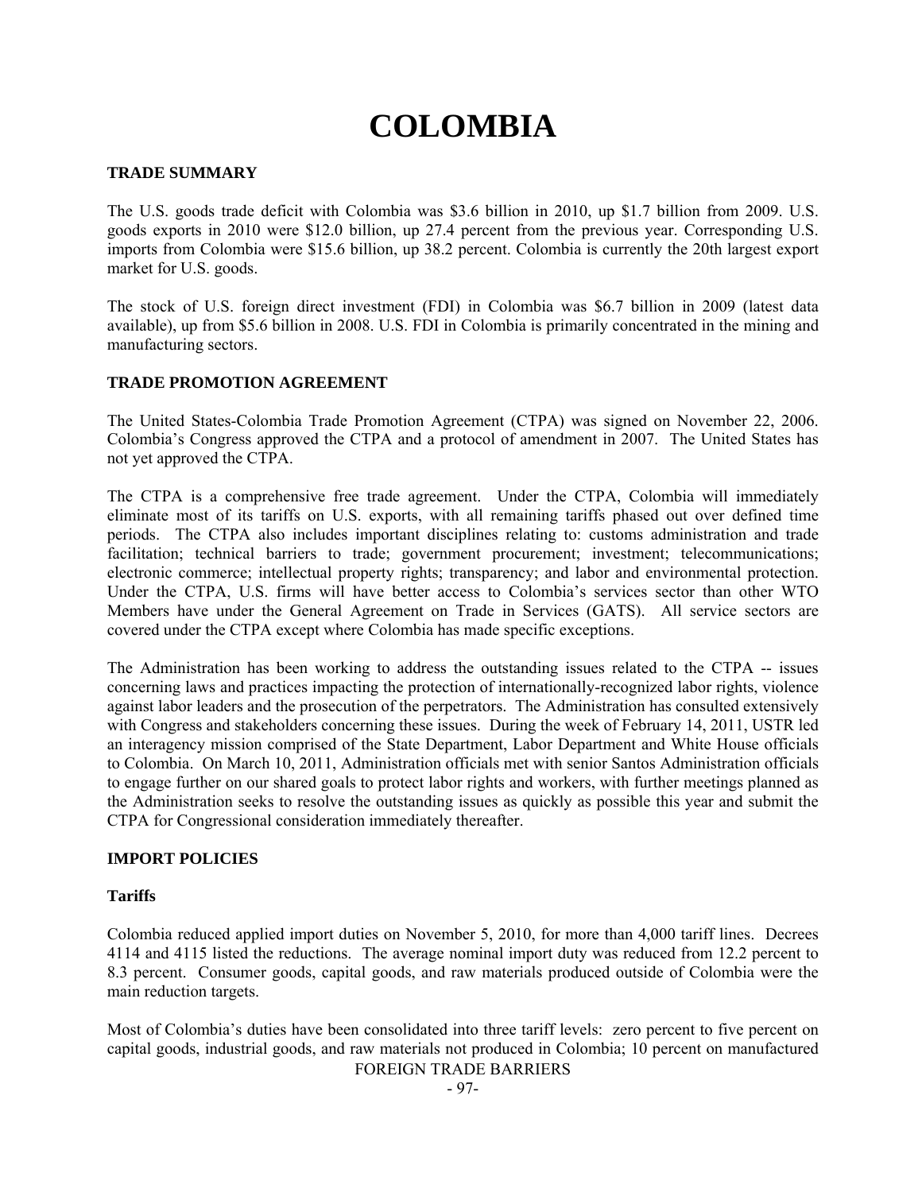# COLOMBIA

## TRADE SUMMARY

The U.S. goods trade deficit with Colombia was $3.6 billion in 2010, up $1.7 billion from 2009. U.S. goods exports in 2010 were $12.0 billion, up 27.4 percent from the previous year. Corresponding U.S. imports from Colombia were $15.6 billion, up 38.2 percent. Colombia is currently the 20th largest export market for U.S. goods.

The stock of U.S. foreign direct investment (FDI) in Colombia was $6.7 billion in 2009 (latest data available), up from $5.6 billion in 2008. U.S. FDI in Colombia is primarily concentrated in the mining and manufacturing sectors.

## TRADE PROMOTION AGREEMENT

The United States-Colombia Trade Promotion Agreement (CTPA) was signed on November 22, 2006. Colombia's Congress approved the CTPA and a protocol of amendment in 2007. The United States has not yet approved the CTPA.

The CTPA is a comprehensive free trade agreement. Under the CTPA, Colombia will immediately eliminate most of its tariffs on U.S. exports, with all remaining tariffs phased out over defined time periods. The CTPA also includes important disciplines relating to: customs administration and trade facilitation; technical barriers to trade; government procurement; investment; telecommunications; electronic commerce; intellectual property rights; transparency; and labor and environmental protection. Under the CTPA, U.S. firms will have better access to Colombia's services sector than other WTO Members have under the General Agreement on Trade in Services (GATS). All service sectors are covered under the CTPA except where Colombia has made specific exceptions.

The Administration has been working to address the outstanding issues related to the CTPA -- issues concerning laws and practices impacting the protection of internationally-recognized labor rights, violence against labor leaders and the prosecution of the perpetrators. The Administration has consulted extensively with Congress and stakeholders concerning these issues. During the week of February 14, 2011, USTR led an interagency mission comprised of the State Department, Labor Department and White House officials to Colombia. On March 10, 2011, Administration officials met with senior Santos Administration officials to engage further on our shared goals to protect labor rights and workers, with further meetings planned as the Administration seeks to resolve the outstanding issues as quickly as possible this year and submit the CTPA for Congressional consideration immediately thereafter.

## IMPORT POLICIES

### Tariffs

Colombia reduced applied import duties on November 5, 2010, for more than 4,000 tariff lines. Decrees 4114 and 4115 listed the reductions. The average nominal import duty was reduced from 12.2 percent to 8.3 percent. Consumer goods, capital goods, and raw materials produced outside of Colombia were the main reduction targets.

Most of Colombia's duties have been consolidated into three tariff levels: zero percent to five percent on capital goods, industrial goods, and raw materials not produced in Colombia; 10 percent on manufactured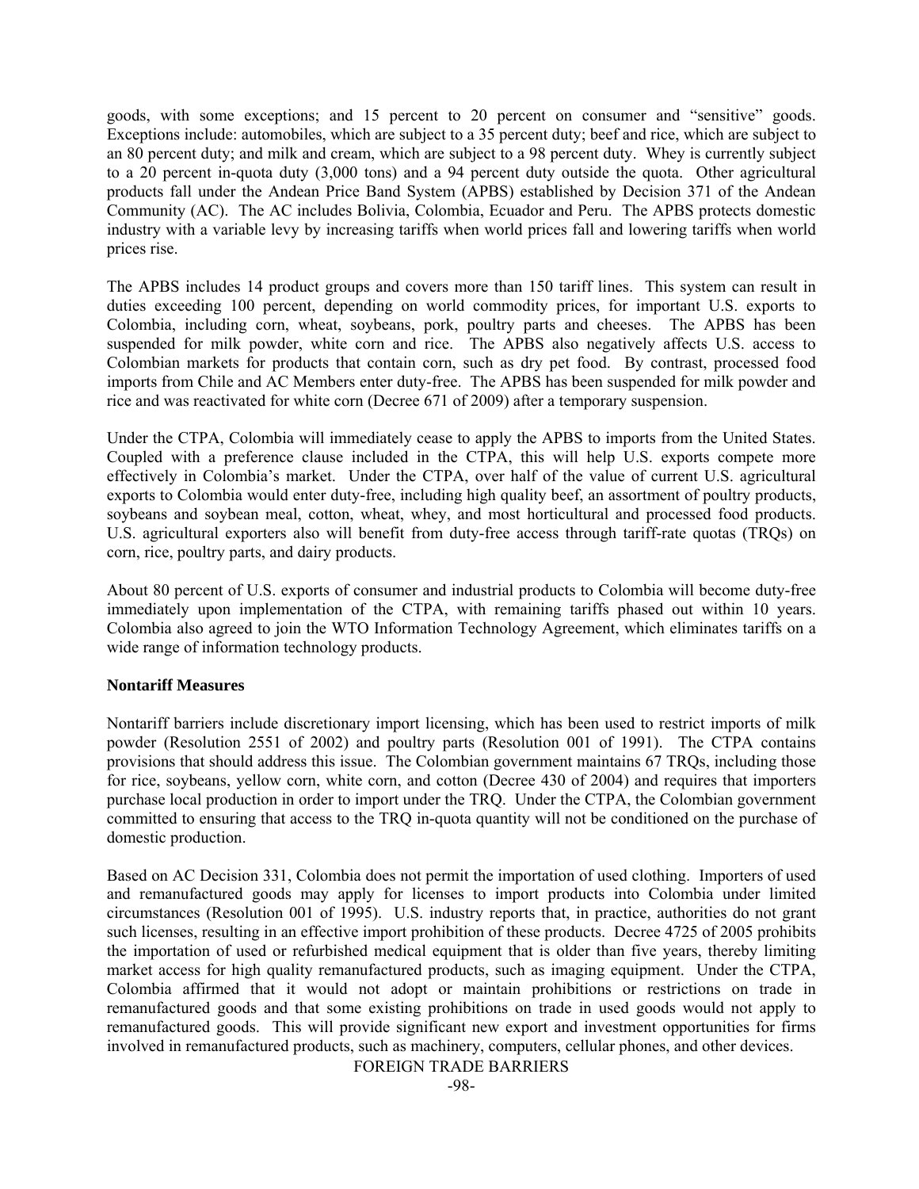goods, with some exceptions; and 15 percent to 20 percent on consumer and "sensitive" goods. Exceptions include: automobiles, which are subject to a 35 percent duty; beef and rice, which are subject to an 80 percent duty; and milk and cream, which are subject to a 98 percent duty. Whey is currently subject to a 20 percent in-quota duty (3,000 tons) and a 94 percent duty outside the quota. Other agricultural products fall under the Andean Price Band System (APBS) established by Decision 371 of the Andean Community (AC). The AC includes Bolivia, Colombia, Ecuador and Peru. The APBS protects domestic industry with a variable levy by increasing tariffs when world prices fall and lowering tariffs when world prices rise.

The APBS includes 14 product groups and covers more than 150 tariff lines. This system can result in duties exceeding 100 percent, depending on world commodity prices, for important U.S. exports to Colombia, including corn, wheat, soybeans, pork, poultry parts and cheeses. The APBS has been suspended for milk powder, white corn and rice. The APBS also negatively affects U.S. access to Colombian markets for products that contain corn, such as dry pet food. By contrast, processed food imports from Chile and AC Members enter duty-free. The APBS has been suspended for milk powder and rice and was reactivated for white corn (Decree 671 of 2009) after a temporary suspension.

Under the CTPA, Colombia will immediately cease to apply the APBS to imports from the United States. Coupled with a preference clause included in the CTPA, this will help U.S. exports compete more effectively in Colombia's market. Under the CTPA, over half of the value of current U.S. agricultural exports to Colombia would enter duty-free, including high quality beef, an assortment of poultry products, soybeans and soybean meal, cotton, wheat, whey, and most horticultural and processed food products. U.S. agricultural exporters also will benefit from duty-free access through tariff-rate quotas (TRQs) on corn, rice, poultry parts, and dairy products.

About 80 percent of U.S. exports of consumer and industrial products to Colombia will become duty-free immediately upon implementation of the CTPA, with remaining tariffs phased out within 10 years. Colombia also agreed to join the WTO Information Technology Agreement, which eliminates tariffs on a wide range of information technology products.

**Nontariff Measures**

Nontariff barriers include discretionary import licensing, which has been used to restrict imports of milk powder (Resolution 2551 of 2002) and poultry parts (Resolution 001 of 1991). The CTPA contains provisions that should address this issue. The Colombian government maintains 67 TRQs, including those for rice, soybeans, yellow corn, white corn, and cotton (Decree 430 of 2004) and requires that importers purchase local production in order to import under the TRQ. Under the CTPA, the Colombian government committed to ensuring that access to the TRQ in-quota quantity will not be conditioned on the purchase of domestic production.

Based on AC Decision 331, Colombia does not permit the importation of used clothing. Importers of used and remanufactured goods may apply for licenses to import products into Colombia under limited circumstances (Resolution 001 of 1995). U.S. industry reports that, in practice, authorities do not grant such licenses, resulting in an effective import prohibition of these products. Decree 4725 of 2005 prohibits the importation of used or refurbished medical equipment that is older than five years, thereby limiting market access for high quality remanufactured products, such as imaging equipment. Under the CTPA, Colombia affirmed that it would not adopt or maintain prohibitions or restrictions on trade in remanufactured goods and that some existing prohibitions on trade in used goods would not apply to remanufactured goods. This will provide significant new export and investment opportunities for firms involved in remanufactured products, such as machinery, computers, cellular phones, and other devices.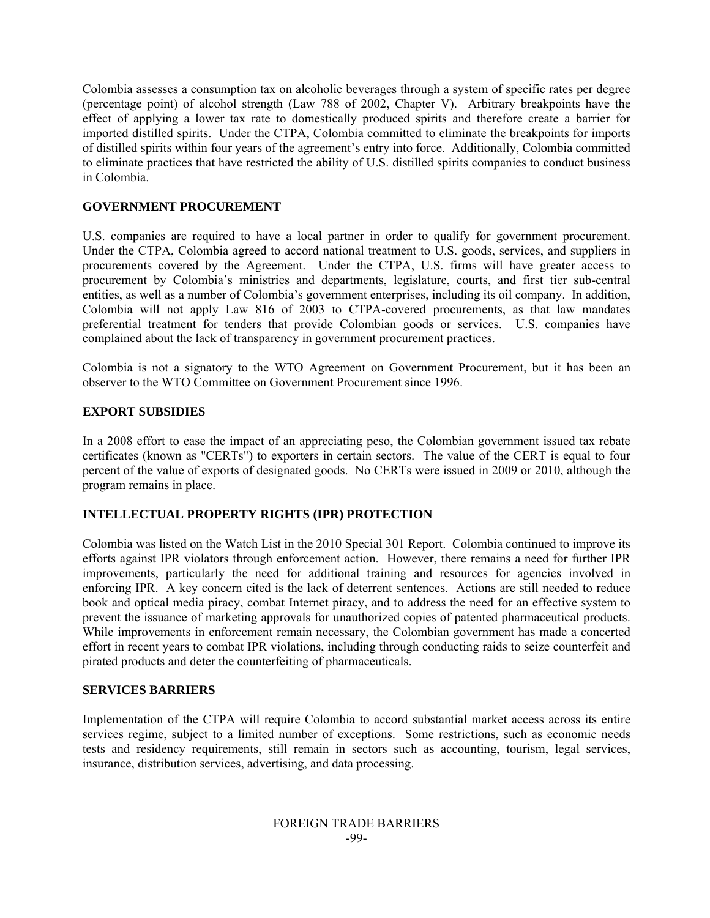Colombia assesses a consumption tax on alcoholic beverages through a system of specific rates per degree (percentage point) of alcohol strength (Law 788 of 2002, Chapter V). Arbitrary breakpoints have the effect of applying a lower tax rate to domestically produced spirits and therefore create a barrier for imported distilled spirits. Under the CTPA, Colombia committed to eliminate the breakpoints for imports of distilled spirits within four years of the agreement's entry into force. Additionally, Colombia committed to eliminate practices that have restricted the ability of U.S. distilled spirits companies to conduct business in Colombia.

## GOVERNMENT PROCUREMENT

U.S. companies are required to have a local partner in order to qualify for government procurement. Under the CTPA, Colombia agreed to accord national treatment to U.S. goods, services, and suppliers in procurements covered by the Agreement. Under the CTPA, U.S. firms will have greater access to procurement by Colombia's ministries and departments, legislature, courts, and first tier sub-central entities, as well as a number of Colombia's government enterprises, including its oil company. In addition, Colombia will not apply Law 816 of 2003 to CTPA-covered procurements, as that law mandates preferential treatment for tenders that provide Colombian goods or services. U.S. companies have complained about the lack of transparency in government procurement practices.

Colombia is not a signatory to the WTO Agreement on Government Procurement, but it has been an observer to the WTO Committee on Government Procurement since 1996.

## EXPORT SUBSIDIES

In a 2008 effort to ease the impact of an appreciating peso, the Colombian government issued tax rebate certificates (known as "CERTs") to exporters in certain sectors. The value of the CERT is equal to four percent of the value of exports of designated goods. No CERTs were issued in 2009 or 2010, although the program remains in place.

## INTELLECTUAL PROPERTY RIGHTS (IPR) PROTECTION

Colombia was listed on the Watch List in the 2010 Special 301 Report. Colombia continued to improve its efforts against IPR violators through enforcement action. However, there remains a need for further IPR improvements, particularly the need for additional training and resources for agencies involved in enforcing IPR. A key concern cited is the lack of deterrent sentences. Actions are still needed to reduce book and optical media piracy, combat Internet piracy, and to address the need for an effective system to prevent the issuance of marketing approvals for unauthorized copies of patented pharmaceutical products. While improvements in enforcement remain necessary, the Colombian government has made a concerted effort in recent years to combat IPR violations, including through conducting raids to seize counterfeit and pirated products and deter the counterfeiting of pharmaceuticals.

## SERVICES BARRIERS

Implementation of the CTPA will require Colombia to accord substantial market access across its entire services regime, subject to a limited number of exceptions. Some restrictions, such as economic needs tests and residency requirements, still remain in sectors such as accounting, tourism, legal services, insurance, distribution services, advertising, and data processing.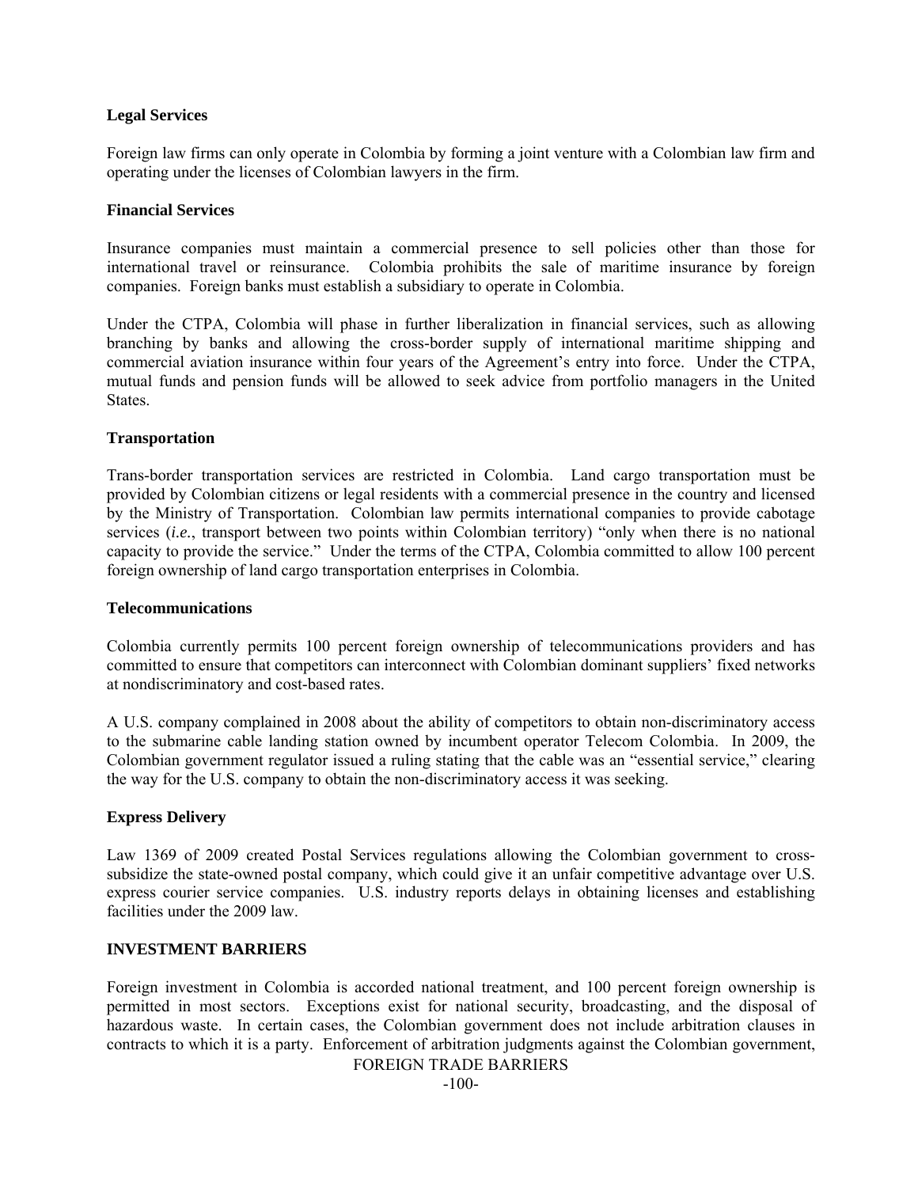**Legal Services**

Foreign law firms can only operate in Colombia by forming a joint venture with a Colombian law firm and operating under the licenses of Colombian lawyers in the firm.

**Financial Services**

Insurance companies must maintain a commercial presence to sell policies other than those for international travel or reinsurance. Colombia prohibits the sale of maritime insurance by foreign companies. Foreign banks must establish a subsidiary to operate in Colombia.

Under the CTPA, Colombia will phase in further liberalization in financial services, such as allowing branching by banks and allowing the cross-border supply of international maritime shipping and commercial aviation insurance within four years of the Agreement's entry into force. Under the CTPA, mutual funds and pension funds will be allowed to seek advice from portfolio managers in the United States.

**Transportation**

Trans-border transportation services are restricted in Colombia. Land cargo transportation must be provided by Colombian citizens or legal residents with a commercial presence in the country and licensed by the Ministry of Transportation. Colombian law permits international companies to provide cabotage services (*i.e.*, transport between two points within Colombian territory) "only when there is no national capacity to provide the service." Under the terms of the CTPA, Colombia committed to allow 100 percent foreign ownership of land cargo transportation enterprises in Colombia.

**Telecommunications**

Colombia currently permits 100 percent foreign ownership of telecommunications providers and has committed to ensure that competitors can interconnect with Colombian dominant suppliers' fixed networks at nondiscriminatory and cost-based rates.

A U.S. company complained in 2008 about the ability of competitors to obtain non-discriminatory access to the submarine cable landing station owned by incumbent operator Telecom Colombia. In 2009, the Colombian government regulator issued a ruling stating that the cable was an "essential service," clearing the way for the U.S. company to obtain the non-discriminatory access it was seeking.

**Express Delivery**

Law 1369 of 2009 created Postal Services regulations allowing the Colombian government to cross-subsidize the state-owned postal company, which could give it an unfair competitive advantage over U.S. express courier service companies. U.S. industry reports delays in obtaining licenses and establishing facilities under the 2009 law.

**INVESTMENT BARRIERS**

Foreign investment in Colombia is accorded national treatment, and 100 percent foreign ownership is permitted in most sectors. Exceptions exist for national security, broadcasting, and the disposal of hazardous waste. In certain cases, the Colombian government does not include arbitration clauses in contracts to which it is a party. Enforcement of arbitration judgments against the Colombian government,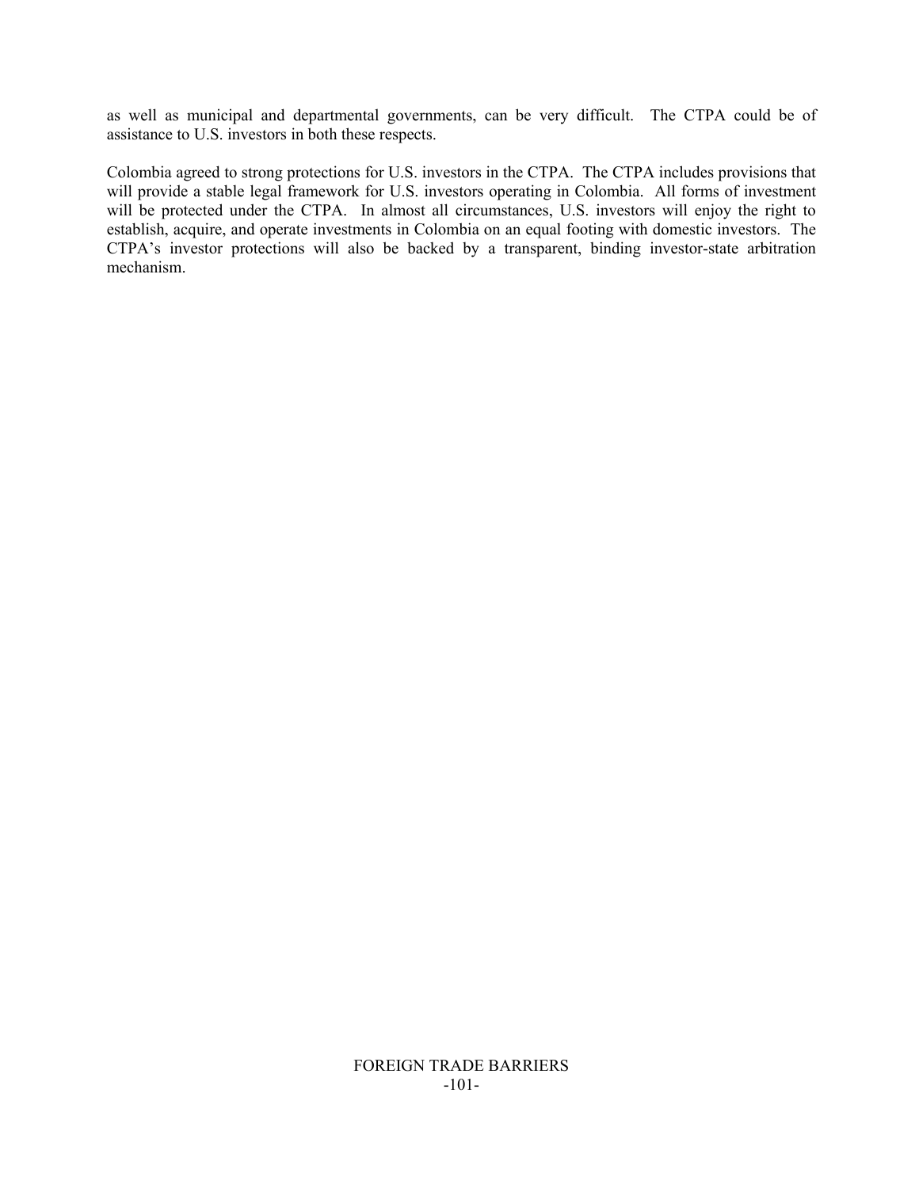as well as municipal and departmental governments, can be very difficult. The CTPA could be of assistance to U.S. investors in both these respects.

Colombia agreed to strong protections for U.S. investors in the CTPA. The CTPA includes provisions that will provide a stable legal framework for U.S. investors operating in Colombia. All forms of investment will be protected under the CTPA. In almost all circumstances, U.S. investors will enjoy the right to establish, acquire, and operate investments in Colombia on an equal footing with domestic investors. The CTPA's investor protections will also be backed by a transparent, binding investor-state arbitration mechanism.